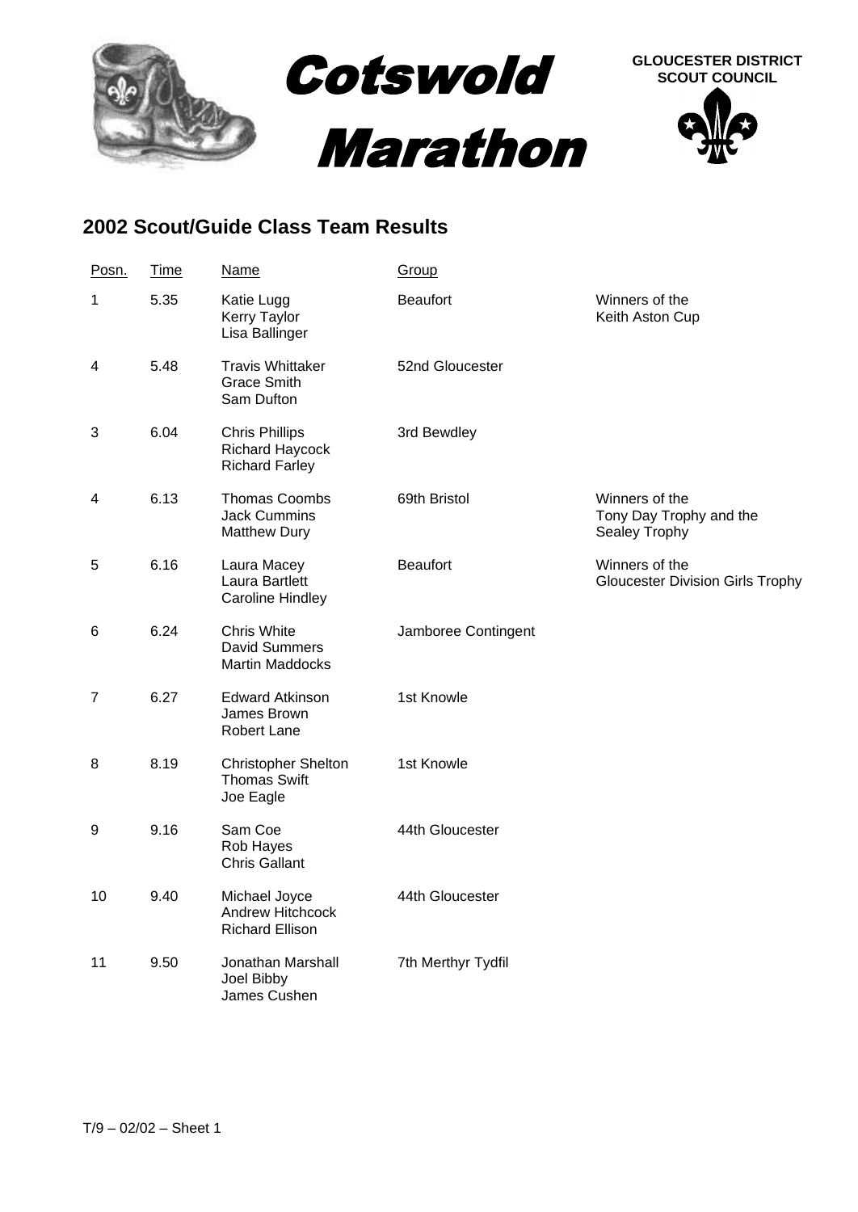# Cotswold Marathon

**GLOUCESTER DISTRICT SCOUT COUNCIL**

## 2002 Scout/Guide Class Team Results

| Posn. | Time | Name | Group | |
|---|---|---|---|---|
| 1 | 5.35 | Katie Lugg<br>Kerry Taylor<br>Lisa Ballinger | Beaufort | Winners of the Keith Aston Cup |
| 4 | 5.48 | Travis Whittaker<br>Grace Smith<br>Sam Dufton | 52nd Gloucester | |
| 3 | 6.04 | Chris Phillips<br>Richard Haycock<br>Richard Farley | 3rd Bewdley | |
| 4 | 6.13 | Thomas Coombs<br>Jack Cummins<br>Matthew Dury | 69th Bristol | Winners of the Tony Day Trophy and the Sealey Trophy |
| 5 | 6.16 | Laura Macey<br>Laura Bartlett<br>Caroline Hindley | Beaufort | Winners of the Gloucester Division Girls Trophy |
| 6 | 6.24 | Chris White<br>David Summers<br>Martin Maddocks | Jamboree Contingent | |
| 7 | 6.27 | Edward Atkinson<br>James Brown<br>Robert Lane | 1st Knowle | |
| 8 | 8.19 | Christopher Shelton<br>Thomas Swift<br>Joe Eagle | 1st Knowle | |
| 9 | 9.16 | Sam Coe<br>Rob Hayes<br>Chris Gallant | 44th Gloucester | |
| 10 | 9.40 | Michael Joyce<br>Andrew Hitchcock<br>Richard Ellison | 44th Gloucester | |
| 11 | 9.50 | Jonathan Marshall<br>Joel Bibby<br>James Cushen | 7th Merthyr Tydfil | |

T/9 – 02/02 – Sheet 1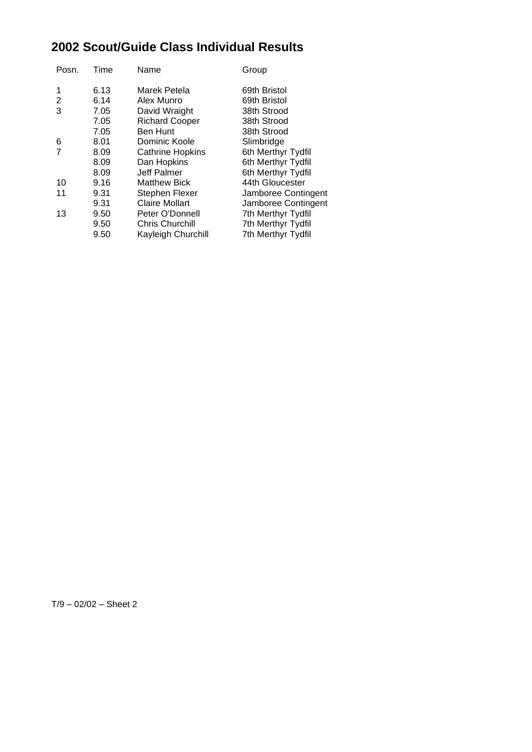## 2002 Scout/Guide Class Individual Results

| Posn. | Time | Name | Group |
|---|---|---|---|
| 1 | 6.13 | Marek Petela | 69th Bristol |
| 2 | 6.14 | Alex Munro | 69th Bristol |
| 3 | 7.05 | David Wraight | 38th Strood |
| | 7.05 | Richard Cooper | 38th Strood |
| | 7.05 | Ben Hunt | 38th Strood |
| 6 | 8.01 | Dominic Koole | Slimbridge |
| 7 | 8.09 | Cathrine Hopkins | 6th Merthyr Tydfil |
| | 8.09 | Dan Hopkins | 6th Merthyr Tydfil |
| | 8.09 | Jeff Palmer | 6th Merthyr Tydfil |
| 10 | 9.16 | Matthew Bick | 44th Gloucester |
| 11 | 9.31 | Stephen Flexer | Jamboree Contingent |
| | 9.31 | Claire Mollart | Jamboree Contingent |
| 13 | 9.50 | Peter O'Donnell | 7th Merthyr Tydfil |
| | 9.50 | Chris Churchill | 7th Merthyr Tydfil |
| | 9.50 | Kayleigh Churchill | 7th Merthyr Tydfil |

T/9 – 02/02 – Sheet 2